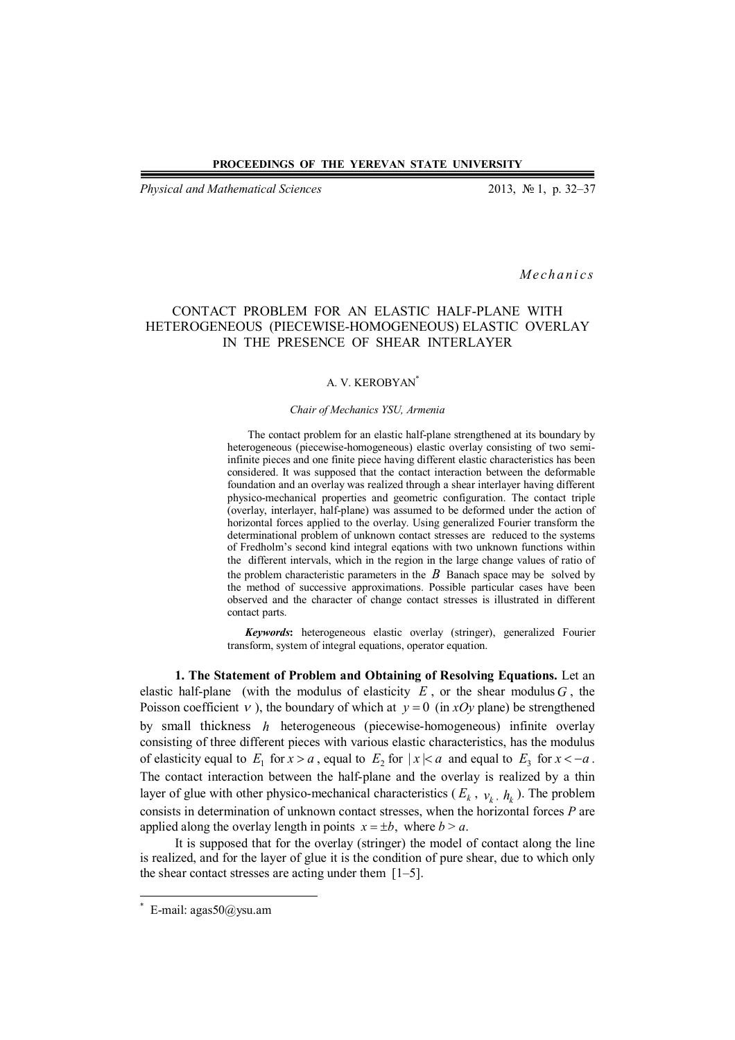*Mechanics*

# CONTACT PROBLEM FOR AN ELASTIC HALF-PLANE WITH HETEROGENEOUS (PIECEWISE-HOMOGENEOUS) ELASTIC OVERLAY IN THE PRESENCE OF SHEAR INTERLAYER

A. V. KEROBYAN*

*Chair of Mechanics YSU, Armenia*

The contact problem for an elastic half-plane strengthened at its boundary by heterogeneous (piecewise-homogeneous) elastic overlay consisting of two semi-infinite pieces and one finite piece having different elastic characteristics has been considered. It was supposed that the contact interaction between the deformable foundation and an overlay was realized through a shear interlayer having different physico-mechanical properties and geometric configuration. The contact triple (overlay, interlayer, half-plane) was assumed to be deformed under the action of horizontal forces applied to the overlay. Using generalized Fourier transform the determinational problem of unknown contact stresses are reduced to the systems of Fredholm's second kind integral eqations with two unknown functions within the different intervals, which in the region in the large change values of ratio of the problem characteristic parameters in the $B$ Banach space may be solved by the method of successive approximations. Possible particular cases have been observed and the character of change contact stresses is illustrated in different contact parts.

***Keywords*:** heterogeneous elastic overlay (stringer), generalized Fourier transform, system of integral equations, operator equation.

**1. The Statement of Problem and Obtaining of Resolving Equations.** Let an elastic half-plane (with the modulus of elasticity $E$, or the shear modulus $G$, the Poisson coefficient $\nu$), the boundary of which at $y = 0$ (in $xOy$ plane) be strengthened by small thickness $h$ heterogeneous (piecewise-homogeneous) infinite overlay consisting of three different pieces with various elastic characteristics, has the modulus of elasticity equal to $E_1$ for $x > a$, equal to $E_2$ for $|x| < a$ and equal to $E_3$ for $x < -a$. The contact interaction between the half-plane and the overlay is realized by a thin layer of glue with other physico-mechanical characteristics ($E_k$, $\nu_k$, $h_k$). The problem consists in determination of unknown contact stresses, when the horizontal forces $P$ are applied along the overlay length in points $x = \pm b$, where $b > a$.

It is supposed that for the overlay (stringer) the model of contact along the line is realized, and for the layer of glue it is the condition of pure shear, due to which only the shear contact stresses are acting under them [1–5].

---

* E-mail: agas50@ysu.am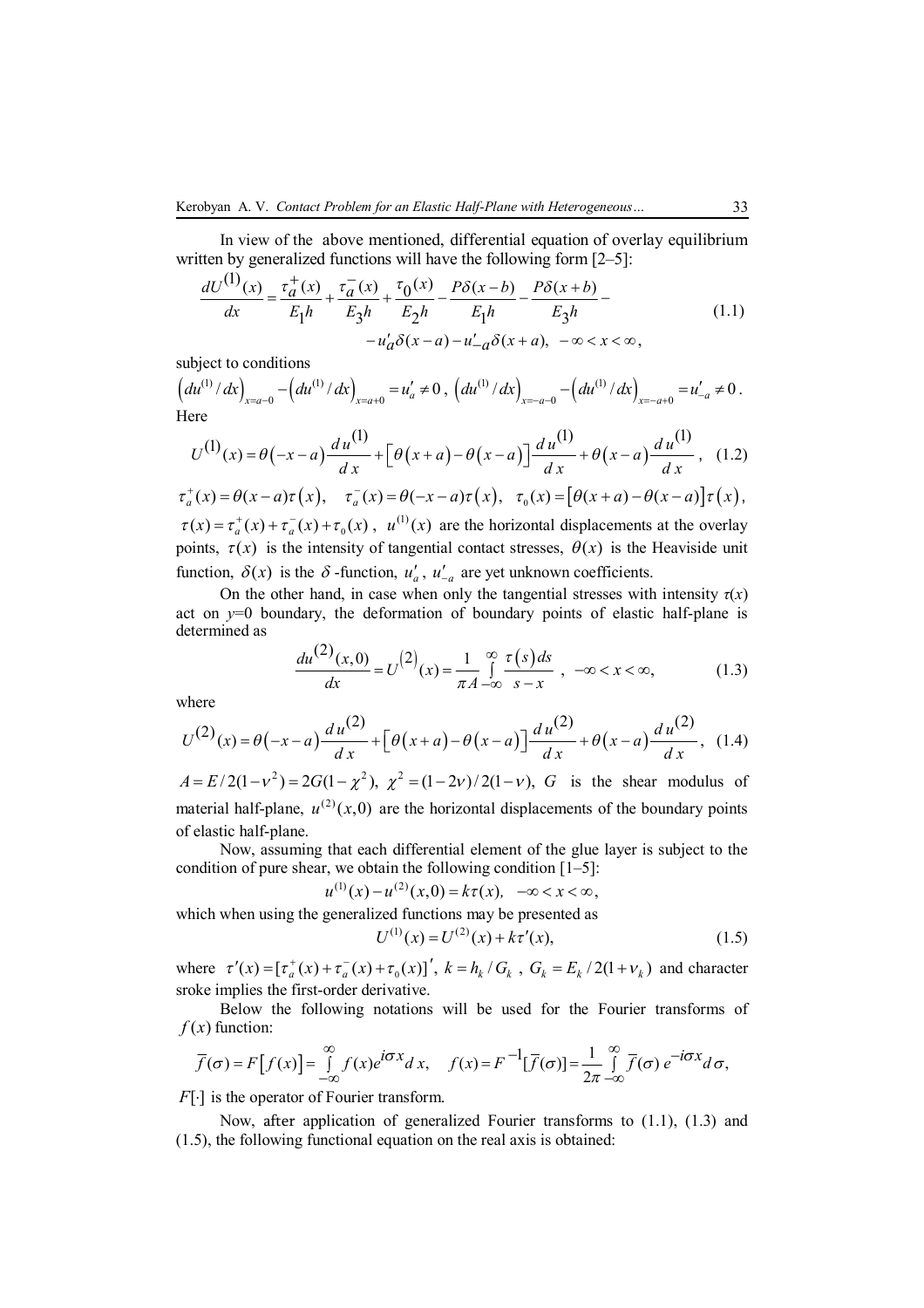In view of the above mentioned, differential equation of overlay equilibrium written by generalized functions will have the following form [2–5]:

$$\frac{dU^{(1)}(x)}{dx}=\frac{\tau_a^+(x)}{E_1h}+\frac{\tau_a^-(x)}{E_3h}+\frac{\tau_0(x)}{E_2h}-\frac{P\delta(x-b)}{E_1h}-\frac{P\delta(x+b)}{E_3h}-$$
$$-u_a'\delta(x-a)-u_{-a}'\delta(x+a),\ -\infty<x<\infty, \tag{1.1}$$

subject to conditions

$\left(du^{(1)}/dx\right)_{x=a-0}-\left(du^{(1)}/dx\right)_{x=a+0}=u_a'\neq 0$, $\left(du^{(1)}/dx\right)_{x=-a-0}-\left(du^{(1)}/dx\right)_{x=-a+0}=u_{-a}'\neq 0$.

Here

$$U^{(1)}(x)=\theta(-x-a)\frac{du^{(1)}}{dx}+\left[\theta(x+a)-\theta(x-a)\right]\frac{du^{(1)}}{dx}+\theta(x-a)\frac{du^{(1)}}{dx}, \tag{1.2}$$

$\tau_a^+(x)=\theta(x-a)\tau(x)$, $\tau_a^-(x)=\theta(-x-a)\tau(x)$, $\tau_0(x)=\left[\theta(x+a)-\theta(x-a)\right]\tau(x)$, $\tau(x)=\tau_a^+(x)+\tau_a^-(x)+\tau_0(x)$, $u^{(1)}(x)$ are the horizontal displacements at the overlay points, $\tau(x)$ is the intensity of tangential contact stresses, $\theta(x)$ is the Heaviside unit function, $\delta(x)$ is the $\delta$-function, $u_a'$, $u_{-a}'$ are yet unknown coefficients.

On the other hand, in case when only the tangential stresses with intensity $\tau(x)$ act on $y$=0 boundary, the deformation of boundary points of elastic half-plane is determined as

$$\frac{du^{(2)}(x,0)}{dx}=U^{(2)}(x)=\frac{1}{\pi A}\int_{-\infty}^{\infty}\frac{\tau(s)ds}{s-x},\ -\infty<x<\infty, \tag{1.3}$$

where

$$U^{(2)}(x)=\theta(-x-a)\frac{du^{(2)}}{dx}+\left[\theta(x+a)-\theta(x-a)\right]\frac{du^{(2)}}{dx}+\theta(x-a)\frac{du^{(2)}}{dx}, \tag{1.4}$$

$A=E/2(1-\nu^2)=2G(1-\chi^2)$, $\chi^2=(1-2\nu)/2(1-\nu)$, $G$ is the shear modulus of material half-plane, $u^{(2)}(x,0)$ are the horizontal displacements of the boundary points of elastic half-plane.

Now, assuming that each differential element of the glue layer is subject to the condition of pure shear, we obtain the following condition [1–5]:

$$u^{(1)}(x)-u^{(2)}(x,0)=k\tau(x),\ -\infty<x<\infty,$$

which when using the generalized functions may be presented as

$$U^{(1)}(x)=U^{(2)}(x)+k\tau'(x), \tag{1.5}$$

where $\tau'(x)=[\tau_a^+(x)+\tau_a^-(x)+\tau_0(x)]'$, $k=h_k/G_k$, $G_k=E_k/2(1+\nu_k)$ and character sroke implies the first-order derivative.

Below the following notations will be used for the Fourier transforms of $f(x)$ function:

$$\overline{f}(\sigma)=F\left[f(x)\right]=\int_{-\infty}^{\infty}f(x)e^{i\sigma x}dx,\quad f(x)=F^{-1}[\overline{f}(\sigma)]=\frac{1}{2\pi}\int_{-\infty}^{\infty}\overline{f}(\sigma)\,e^{-i\sigma x}d\sigma,$$

$F[\cdot]$ is the operator of Fourier transform.

Now, after application of generalized Fourier transforms to (1.1), (1.3) and (1.5), the following functional equation on the real axis is obtained: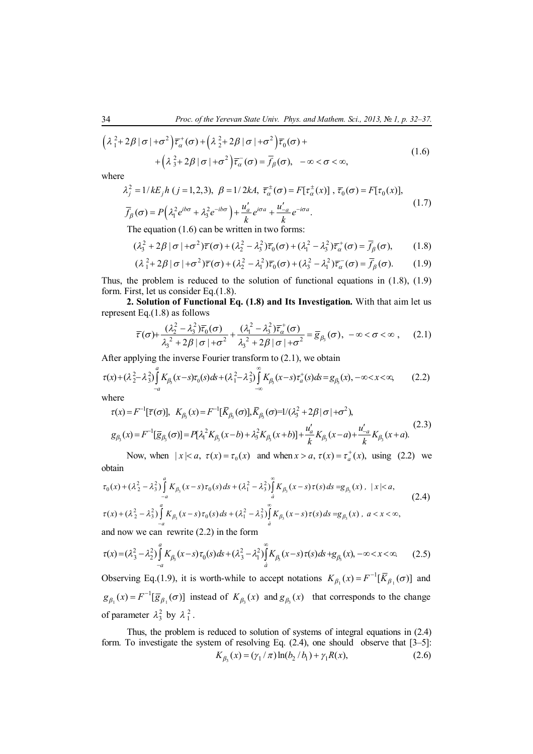$$\left(\lambda_1^2+2\beta|\sigma|+\sigma^2\right)\overline{\tau}_\alpha^+(\sigma)+\left(\lambda_2^2+2\beta|\sigma|+\sigma^2\right)\overline{\tau}_0(\sigma)+ \\ +\left(\lambda_3^2+2\beta|\sigma|+\sigma^2\right)\overline{\tau}_\alpha^-(\sigma)=\overline{f}_\beta(\sigma),\quad -\infty<\sigma<\infty, \tag{1.6}$$

where

$$\lambda_j^2=1/kE_jh\ (j=1,2,3),\ \ \beta=1/2kA,\ \ \overline{\tau}_\alpha^\pm(\sigma)=F[\tau_\alpha^\pm(x)]\ ,\ \overline{\tau}_0(\sigma)=F[\tau_0(x)], \\ \overline{f}_\beta(\sigma)=P\left(\lambda_1^2e^{ib\sigma}+\lambda_3^2e^{-ib\sigma}\right)+\frac{u_a'}{k}e^{i\sigma a}+\frac{u_{-a}'}{k}e^{-i\sigma a}. \tag{1.7}$$

The equation (1.6) can be written in two forms:

$$(\lambda_3^2+2\beta|\sigma|+\sigma^2)\overline{\tau}(\sigma)+(\lambda_2^2-\lambda_3^2)\overline{\tau}_0(\sigma)+(\lambda_1^2-\lambda_3^2)\overline{\tau}_\alpha^+(\sigma)=\overline{f}_\beta(\sigma), \tag{1.8}$$

$$(\lambda_1^2+2\beta|\sigma|+\sigma^2)\overline{\tau}(\sigma)+(\lambda_2^2-\lambda_1^2)\overline{\tau}_0(\sigma)+(\lambda_3^2-\lambda_1^2)\overline{\tau}_\alpha^-(\sigma)=\overline{f}_\beta(\sigma). \tag{1.9}$$

Thus, the problem is reduced to the solution of functional equations in (1.8), (1.9) form. First, let us consider Eq.(1.8).

**2. Solution of Functional Eq. (1.8) and Its Investigation.** With that aim let us represent Eq.(1.8) as follows

$$\overline{\tau}(\sigma)+\frac{(\lambda_2^2-\lambda_3^2)\overline{\tau}_0(\sigma)}{\lambda_3^2+2\beta|\sigma|+\sigma^2}+\frac{(\lambda_1^2-\lambda_3^2)\overline{\tau}_\alpha^+(\sigma)}{\lambda_3^2+2\beta|\sigma|+\sigma^2}=\overline{g}_{\beta_3}(\sigma),\ \ -\infty<\sigma<\infty\ , \tag{2.1}$$

After applying the inverse Fourier transform to (2.1), we obtain

$$\tau(x)+(\lambda_2^2-\lambda_3^2)\int_{-a}^{a}K_{\beta_3}(x-s)\tau_0(s)ds+(\lambda_1^2-\lambda_3^2)\int_{-\infty}^{\infty}K_{\beta_3}(x-s)\tau_a^+(s)ds=g_{\beta_3}(x),-\infty<x<\infty, \tag{2.2}$$

where

$$\tau(x)=F^{-1}[\overline{\tau}(\sigma)],\ \ K_{\beta_3}(x)=F^{-1}[\overline{K}_{\beta_3}(\sigma)],\overline{K}_{\beta_3}(\sigma)=1/(\lambda_3^2+2\beta|\sigma|+\sigma^2), \\ g_{\beta_3}(x)=F^{-1}[\overline{g}_{\beta_3}(\sigma)]=P[\lambda_1^2K_{\beta_3}(x-b)+\lambda_3^2K_{\beta_3}(x+b)]+\frac{u_a'}{k}K_{\beta_3}(x-a)+\frac{u_{-a}'}{k}K_{\beta_3}(x+a). \tag{2.3}$$

Now, when $|x|<a,\ \tau(x)=\tau_0(x)$ and when $x>a,\ \tau(x)=\tau_a^+(x)$, using (2.2) we obtain

$$\tau_0(x)+(\lambda_2^2-\lambda_3^2)\int_{-a}^{a}K_{\beta_3}(x-s)\tau_0(s)ds+(\lambda_1^2-\lambda_3^2)\int_{a}^{\infty}K_{\beta_3}(x-s)\tau(s)ds=g_{\beta_3}(x)\ ,\ |x|<a, \\ \tau(x)+(\lambda_2^2-\lambda_3^2)\int_{-a}^{a}K_{\beta_3}(x-s)\tau_0(s)ds+(\lambda_1^2-\lambda_3^2)\int_{a}^{\infty}K_{\beta_3}(x-s)\tau(s)ds=g_{\beta_3}(x)\ ,\ a<x<\infty, \tag{2.4}$$

and now we can rewrite (2.2) in the form

$$\tau(x)=(\lambda_3^2-\lambda_2^2)\int_{-a}^{a}K_{\beta_3}(x-s)\tau_0(s)ds+(\lambda_3^2-\lambda_1^2)\int_{a}^{\infty}K_{\beta_3}(x-s)\tau(s)ds+g_{\beta_3}(x),-\infty<x<\infty. \tag{2.5}$$

Observing Eq.(1.9), it is worth-while to accept notations $K_{\beta_1}(x)=F^{-1}[\overline{K}_{\beta_1}(\sigma)]$ and $g_{\beta_1}(x)=F^{-1}[\overline{g}_{\beta_1}(\sigma)]$ instead of $K_{\beta_3}(x)$ and $g_{\beta_3}(x)$ that corresponds to the change of parameter $\lambda_3^2$ by $\lambda_1^2$.

Thus, the problem is reduced to solution of systems of integral equations in (2.4) form. To investigate the system of resolving Eq. (2.4), one should observe that [3–5]:

$$K_{\beta_3}(x)=(\gamma_1/\pi)\ln(b_2/b_1)+\gamma_1R(x), \tag{2.6}$$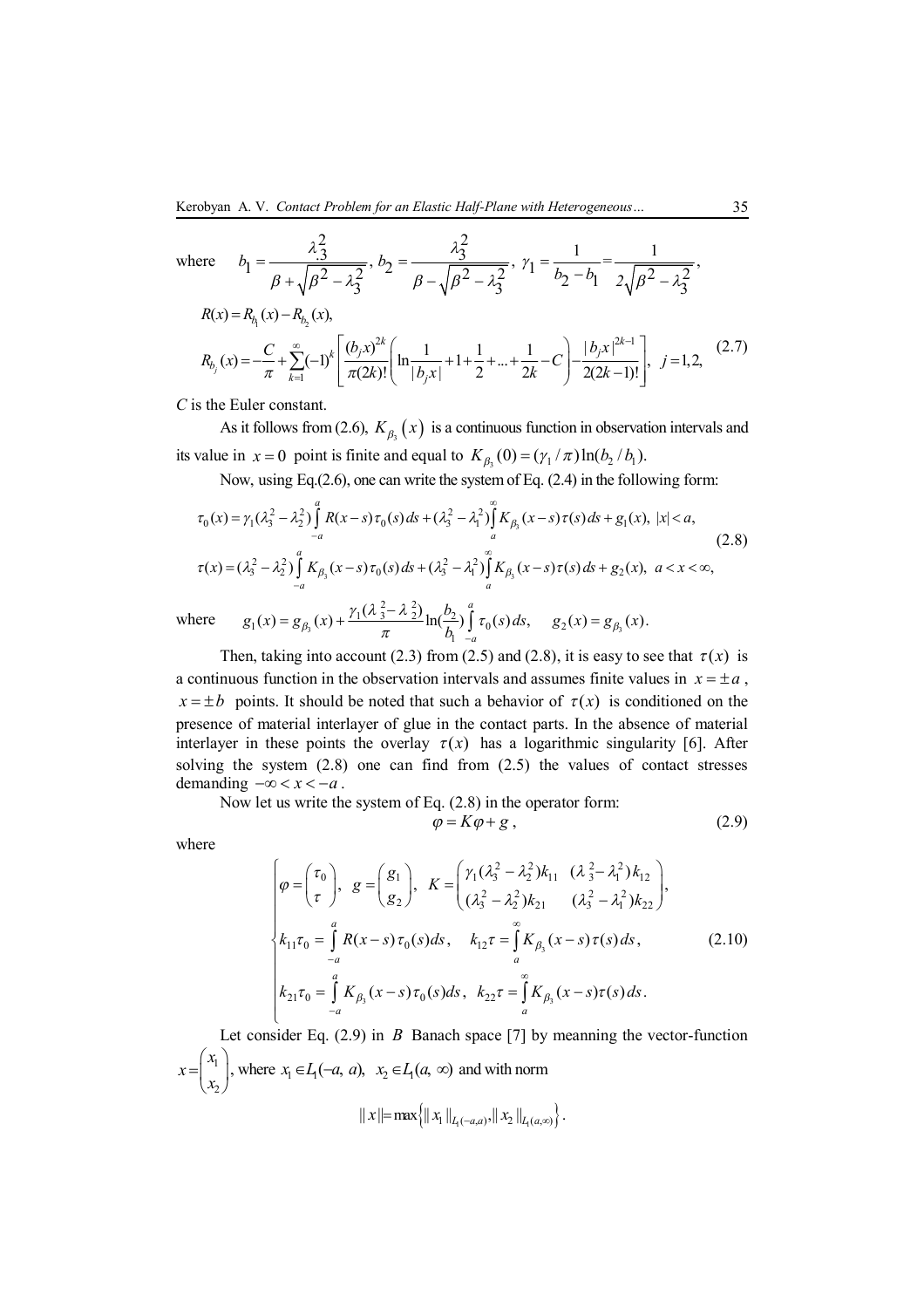where $b_1 = \dfrac{\lambda_3^2}{\beta + \sqrt{\beta^2 - \lambda_3^2}}$, $b_2 = \dfrac{\lambda_3^2}{\beta - \sqrt{\beta^2 - \lambda_3^2}}$, $\gamma_1 = \dfrac{1}{b_2 - b_1} = \dfrac{1}{2\sqrt{\beta^2 - \lambda_3^2}}$,

$$R(x) = R_{b_1}(x) - R_{b_2}(x),$$

$$R_{b_j}(x) = -\frac{C}{\pi} + \sum_{k=1}^{\infty} (-1)^k \left[ \frac{(b_j x)^{2k}}{\pi (2k)!} \left( \ln\frac{1}{|b_j x|} + 1 + \frac{1}{2} + \ldots + \frac{1}{2k} - C \right) - \frac{|b_j x|^{2k-1}}{2(2k-1)!} \right], \; j = 1, 2, \tag{2.7}$$

$C$ is the Euler constant.

As it follows from (2.6), $K_{\beta_3}(x)$ is a continuous function in observation intervals and its value in $x = 0$ point is finite and equal to $K_{\beta_3}(0) = (\gamma_1 / \pi)\ln(b_2 / b_1)$.

Now, using Eq.(2.6), one can write the system of Eq. (2.4) in the following form:

$$\begin{aligned}
\tau_0(x) &= \gamma_1(\lambda_3^2 - \lambda_2^2) \int_{-a}^{a} R(x-s)\tau_0(s)\,ds + (\lambda_3^2 - \lambda_1^2) \int_{a}^{\infty} K_{\beta_3}(x-s)\tau(s)\,ds + g_1(x), \; |x| < a, \\
\tau(x) &= (\lambda_3^2 - \lambda_2^2) \int_{-a}^{a} K_{\beta_3}(x-s)\tau_0(s)\,ds + (\lambda_3^2 - \lambda_1^2) \int_{a}^{\infty} K_{\beta_3}(x-s)\tau(s)\,ds + g_2(x), \; a < x < \infty,
\end{aligned} \tag{2.8}$$

where $\quad g_1(x) = g_{\beta_3}(x) + \dfrac{\gamma_1(\lambda_3^2 - \lambda_2^2)}{\pi} \ln\left(\dfrac{b_2}{b_1}\right) \displaystyle\int_{-a}^{a} \tau_0(s)\,ds, \quad g_2(x) = g_{\beta_3}(x).$

Then, taking into account (2.3) from (2.5) and (2.8), it is easy to see that $\tau(x)$ is a continuous function in the observation intervals and assumes finite values in $x = \pm a$, $x = \pm b$ points. It should be noted that such a behavior of $\tau(x)$ is conditioned on the presence of material interlayer of glue in the contact parts. In the absence of material interlayer in these points the overlay $\tau(x)$ has a logarithmic singularity [6]. After solving the system (2.8) one can find from (2.5) the values of contact stresses demanding $-\infty < x < -a$.

Now let us write the system of Eq. (2.8) in the operator form:

$$\varphi = K\varphi + g, \tag{2.9}$$

where

$$\begin{cases}
\varphi = \begin{pmatrix} \tau_0 \\ \tau \end{pmatrix}, \; g = \begin{pmatrix} g_1 \\ g_2 \end{pmatrix}, \; K = \begin{pmatrix} \gamma_1(\lambda_3^2 - \lambda_2^2)k_{11} & (\lambda_3^2 - \lambda_1^2)k_{12} \\ (\lambda_3^2 - \lambda_2^2)k_{21} & (\lambda_3^2 - \lambda_1^2)k_{22} \end{pmatrix}, \\
k_{11}\tau_0 = \displaystyle\int_{-a}^{a} R(x-s)\,\tau_0(s)ds, \quad k_{12}\tau = \int_{a}^{\infty} K_{\beta_3}(x-s)\,\tau(s)\,ds, \\
k_{21}\tau_0 = \displaystyle\int_{-a}^{a} K_{\beta_3}(x-s)\,\tau_0(s)ds, \quad k_{22}\tau = \int_{a}^{\infty} K_{\beta_3}(x-s)\tau(s)\,ds.
\end{cases} \tag{2.10}$$

Let consider Eq. (2.9) in $B$ Banach space [7] by meanning the vector-function $x = \begin{pmatrix} x_1 \\ x_2 \end{pmatrix}$, where $x_1 \in L_1(-a, a)$, $x_2 \in L_1(a, \infty)$ and with norm

$$\|x\| = \max\left\{ \|x_1\|_{L_1(-a,a)}, \|x_2\|_{L_1(a,\infty)} \right\}.$$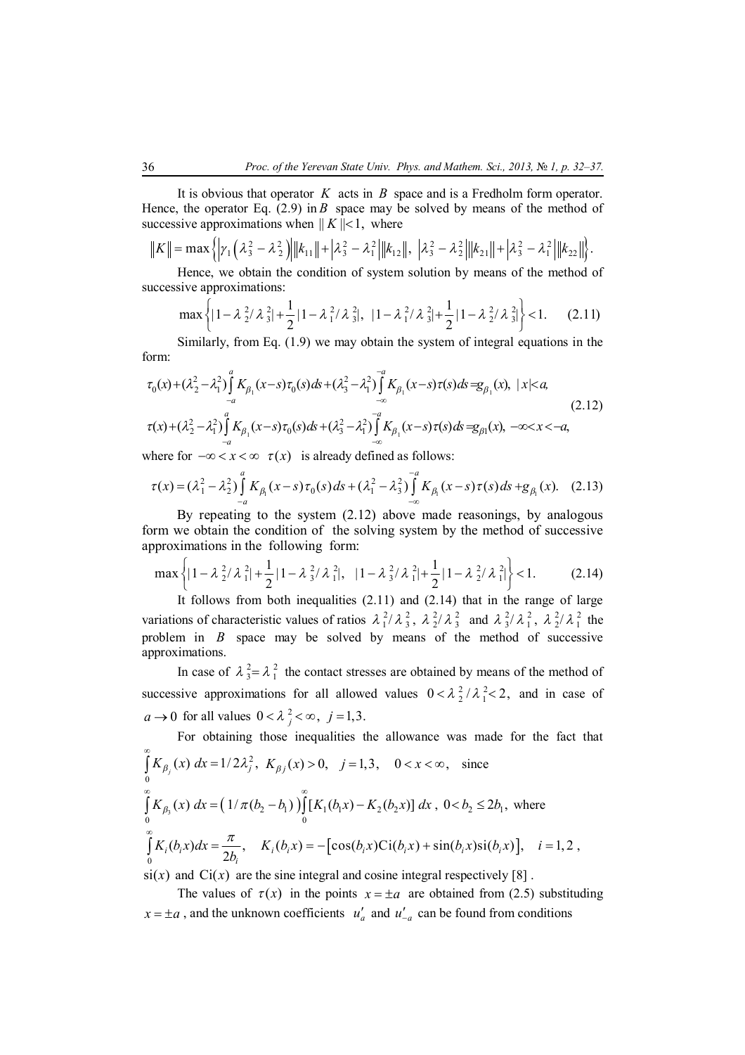It is obvious that operator $K$ acts in $B$ space and is a Fredholm form operator. Hence, the operator Eq. (2.9) in $B$ space may be solved by means of the method of successive approximations when $\|K\|<1$, where

$$\|K\| = \max\left\{\left|\gamma_1\left(\lambda_3^2-\lambda_2^2\right)\right|\|k_{11}\| + \left|\lambda_3^2-\lambda_1^2\right|\|k_{12}\|,\ \left|\lambda_3^2-\lambda_2^2\right|\|k_{21}\| + \left|\lambda_3^2-\lambda_1^2\right|\|k_{22}\|\right\}.$$

Hence, we obtain the condition of system solution by means of the method of successive approximations:

$$\max\left\{|1-\lambda_2^2/\lambda_3^2| + \frac{1}{2}|1-\lambda_1^2/\lambda_3^2|,\ |1-\lambda_1^2/\lambda_3^2| + \frac{1}{2}|1-\lambda_2^2/\lambda_3^2|\right\} < 1. \tag{2.11}$$

Similarly, from Eq. (1.9) we may obtain the system of integral equations in the form:

$$\begin{aligned}
&\tau_0(x) + (\lambda_2^2-\lambda_1^2)\int_{-a}^{a} K_{\beta_1}(x-s)\tau_0(s)ds + (\lambda_3^2-\lambda_1^2)\int_{-\infty}^{-a} K_{\beta_1}(x-s)\tau(s)ds = g_{\beta_1}(x),\ |x|<a,\\
&\tau(x) + (\lambda_2^2-\lambda_1^2)\int_{-a}^{a} K_{\beta_1}(x-s)\tau_0(s)ds + (\lambda_3^2-\lambda_1^2)\int_{-\infty}^{-a} K_{\beta_1}(x-s)\tau(s)ds = g_{\beta 1}(x),\ -\infty<x<-a,
\end{aligned} \tag{2.12}$$

where for $-\infty < x < \infty$ $\tau(x)$ is already defined as follows:

$$\tau(x) = (\lambda_1^2-\lambda_2^2)\int_{-a}^{a} K_{\beta_1}(x-s)\tau_0(s)ds + (\lambda_1^2-\lambda_3^2)\int_{-\infty}^{-a} K_{\beta_1}(x-s)\tau(s)ds + g_{\beta_1}(x). \tag{2.13}$$

By repeating to the system (2.12) above made reasonings, by analogous form we obtain the condition of the solving system by the method of successive approximations in the following form:

$$\max\left\{|1-\lambda_2^2/\lambda_1^2| + \frac{1}{2}|1-\lambda_3^2/\lambda_1^2|,\ |1-\lambda_3^2/\lambda_1^2| + \frac{1}{2}|1-\lambda_2^2/\lambda_1^2|\right\} < 1. \tag{2.14}$$

It follows from both inequalities (2.11) and (2.14) that in the range of large variations of characteristic values of ratios $\lambda_1^2/\lambda_3^2$, $\lambda_2^2/\lambda_3^2$ and $\lambda_3^2/\lambda_1^2$, $\lambda_2^2/\lambda_1^2$ the problem in $B$ space may be solved by means of the method of successive approximations.

In case of $\lambda_3^2 = \lambda_1^2$ the contact stresses are obtained by means of the method of successive approximations for all allowed values $0 < \lambda_2^2/\lambda_1^2 < 2$, and in case of $a \to 0$ for all values $0 < \lambda_j^2 < \infty$, $j = 1,3$.

For obtaining those inequalities the allowance was made for the fact that $\int_0^\infty K_{\beta_j}(x)\,dx = 1/2\lambda_j^2$, $K_{\beta j}(x) > 0$, $j = 1,3$, $0 < x < \infty$, since

$\int_0^\infty K_{\beta_3}(x)\,dx = \left(1/\pi(b_2-b_1)\right)\int_0^\infty [K_1(b_1x) - K_2(b_2x)]\,dx$, $0 < b_2 \le 2b_1$, where

$\int_0^\infty K_i(b_ix)dx = \dfrac{\pi}{2b_i}$, $\quad K_i(b_ix) = -\left[\cos(b_ix)\mathrm{Ci}(b_ix) + \sin(b_ix)\mathrm{si}(b_ix)\right]$, $\quad i = 1,2$,

$\mathrm{si}(x)$ and $\mathrm{Ci}(x)$ are the sine integral and cosine integral respectively [8].

The values of $\tau(x)$ in the points $x = \pm a$ are obtained from (2.5) substituding $x = \pm a$, and the unknown coefficients $u'_a$ and $u'_{-a}$ can be found from conditions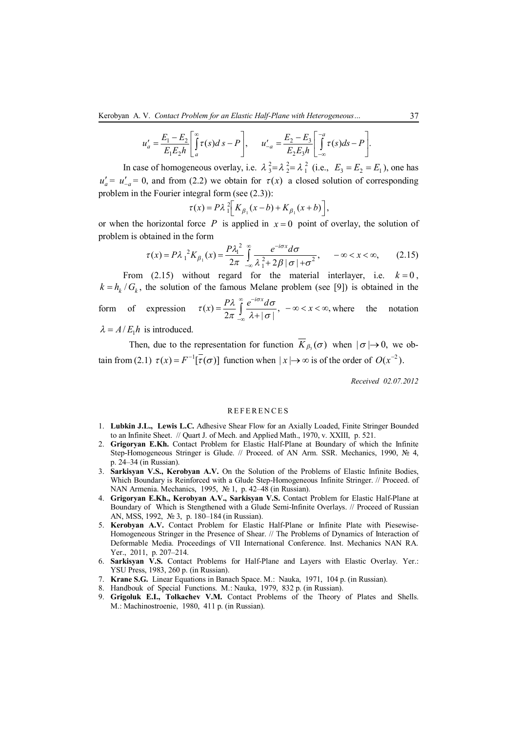$$u'_a = \frac{E_1 - E_2}{E_1 E_2 h}\left[\int_a^{\infty} \tau(s)d\,s - P\right], \qquad u'_{-a} = \frac{E_2 - E_3}{E_2 E_3 h}\left[\int_{-\infty}^{-a} \tau(s)ds - P\right].$$

In case of homogeneous overlay, i.e. $\lambda_3^2 = \lambda_2^2 = \lambda_1^2$ (i.e., $E_3 = E_2 = E_1$), one has $u'_a = u'_{-a} = 0$, and from (2.2) we obtain for $\tau(x)$ a closed solution of corresponding problem in the Fourier integral form (see (2.3)):

$$\tau(x) = P\lambda_1^2\left[K_{\beta_1}(x-b) + K_{\beta_1}(x+b)\right],$$

or when the horizontal force $P$ is applied in $x = 0$ point of overlay, the solution of problem is obtained in the form

$$\tau(x) = P\lambda_1{}^2 K_{\beta_1}(x) = \frac{P\lambda_1^2}{2\pi}\int_{-\infty}^{\infty} \frac{e^{-i\sigma x}d\sigma}{\lambda_1^2 + 2\beta|\sigma| + \sigma^2}, \qquad -\infty < x < \infty, \tag{2.15}$$

From (2.15) without regard for the material interlayer, i.e. $k = 0$, $k = h_k / G_k$, the solution of the famous Melane problem (see [9]) is obtained in the form of expression $\tau(x) = \frac{P\lambda}{2\pi}\int_{-\infty}^{\infty} \frac{e^{-i\sigma x}d\sigma}{\lambda + |\sigma|}$, $-\infty < x < \infty$, where the notation $\lambda = A / E_1 h$ is introduced.

Then, due to the representation for function $\overline{K}_{\beta_3}(\sigma)$ when $|\sigma| \to 0$, we obtain from (2.1) $\tau(x) = F^{-1}[\overline{\tau}(\sigma)]$ function when $|x| \to \infty$ is of the order of $O(x^{-2})$.

*Received 02.07.2012*

## REFERENCES

1. **Lubkin J.L., Lewis L.C.** Adhesive Shear Flow for an Axially Loaded, Finite Stringer Bounded to an Infinite Sheet. // Quart J. of Mech. and Applied Math., 1970, v. XXIII, p. 521.
2. **Grigoryan E.Kh.** Contact Problem for Elastic Half-Plane at Boundary of which the Infinite Step-Homogeneous Stringer is Glude. // Proceed. of AN Arm. SSR. Mechanics, 1990, № 4, p. 24–34 (in Russian).
3. **Sarkisyan V.S., Kerobyan A.V.** On the Solution of the Problems of Elastic Infinite Bodies, Which Boundary is Reinforced with a Glude Step-Homogeneous Infinite Stringer. // Proceed. of NAN Armenia. Mechanics, 1995, № 1, p. 42–48 (in Russian).
4. **Grigoryan E.Kh., Kerobyan A.V., Sarkisyan V.S.** Contact Problem for Elastic Half-Plane at Boundary of Which is Stengthened with a Glude Semi-Infinite Overlays. // Proceed of Russian AN, MSS, 1992, № 3, p. 180–184 (in Russian).
5. **Kerobyan A.V.** Contact Problem for Elastic Half-Plane or Infinite Plate with Piesewise-Homogeneous Stringer in the Presence of Shear. // The Problems of Dynamics of Interaction of Deformable Media. Proceedings of VII International Conference. Inst. Mechanics NAN RA. Yer., 2011, p. 207–214.
6. **Sarkisyan V.S.** Contact Problems for Half-Plane and Layers with Elastic Overlay. Yer.: YSU Press, 1983, 260 p. (in Russian).
7. **Krane S.G.** Linear Equations in Banach Space. M.: Nauka, 1971, 104 p. (in Russian).
8. Handbouk of Special Functions. M.: Nauka, 1979, 832 p. (in Russian).
9. **Grigoluk E.I., Tolkachev V.M.** Contact Problems of the Theory of Plates and Shells. M.: Machinostroenie, 1980, 411 p. (in Russian).